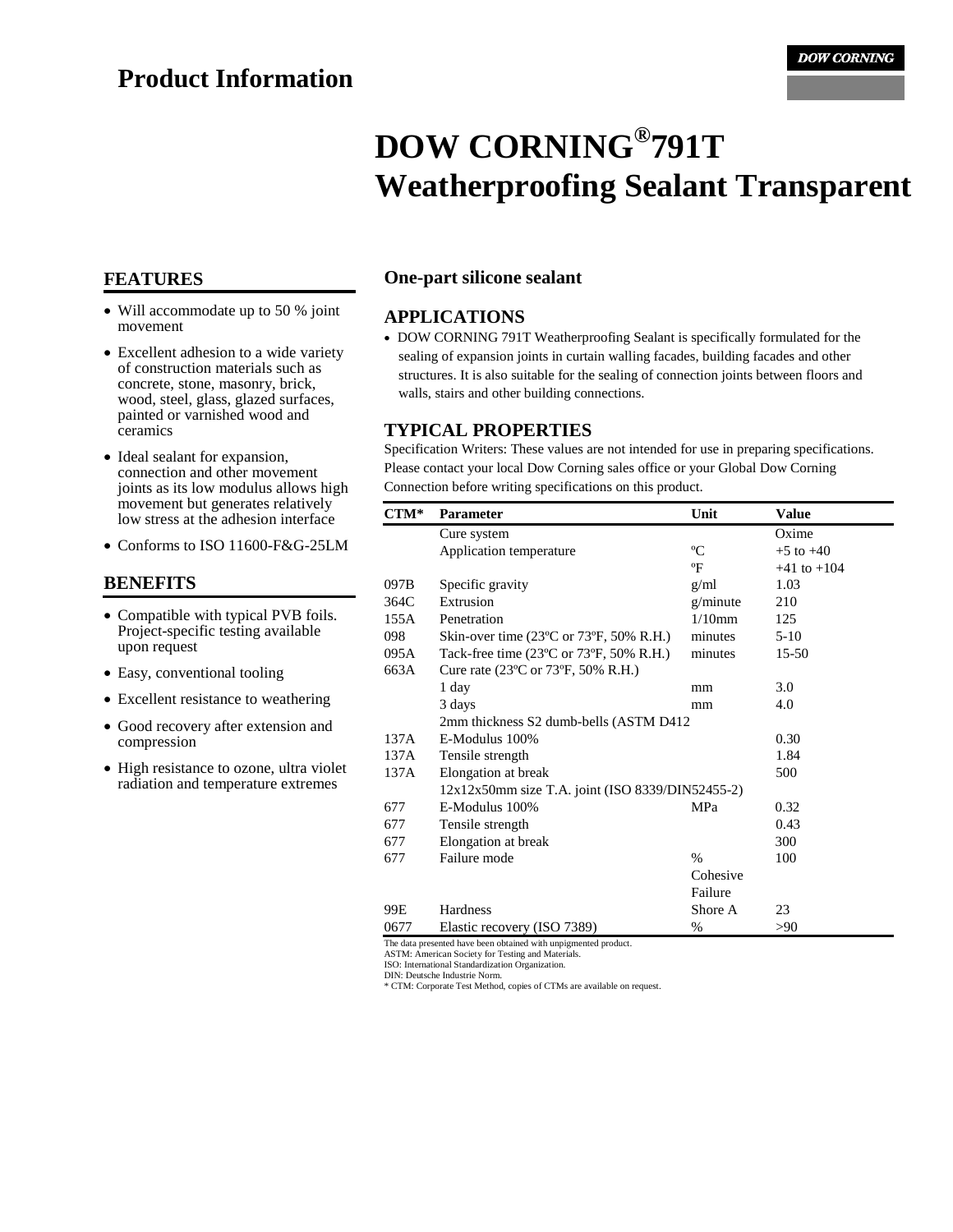# Product Information

DOW CORNING

# DOW CORNING® 791T Weatherproofing Sealant Transparent

## FEATURES

- Will accommodate up to 50 % joint movement
- Excellent adhesion to a wide variety of construction materials such as concrete, stone, masonry, brick, wood, steel, glass, glazed surfaces, painted or varnished wood and ceramics
- Ideal sealant for expansion, connection and other movement joints as its low modulus allows high movement but generates relatively low stress at the adhesion interface
- Conforms to ISO 11600-F&G-25LM

## BENEFITS

- Compatible with typical PVB foils. Project-specific testing available upon request
- Easy, conventional tooling
- Excellent resistance to weathering
- Good recovery after extension and compression
- High resistance to ozone, ultra violet radiation and temperature extremes

### One-part silicone sealant

## APPLICATIONS

- DOW CORNING 791T Weatherproofing Sealant is specifically formulated for the sealing of expansion joints in curtain walling facades, building facades and other structures. It is also suitable for the sealing of connection joints between floors and walls, stairs and other building connections.

## TYPICAL PROPERTIES

Specification Writers: These values are not intended for use in preparing specifications. Please contact your local Dow Corning sales office or your Global Dow Corning Connection before writing specifications on this product.

| CTM* | Parameter | Unit | Value |
|---|---|---|---|
| | Cure system | | Oxime |
| | Application temperature | ºC | +5 to +40 |
| | | ºF | +41 to +104 |
| 097B | Specific gravity | g/ml | 1.03 |
| 364C | Extrusion | g/minute | 210 |
| 155A | Penetration | 1/10mm | 125 |
| 098 | Skin-over time (23ºC or 73ºF, 50% R.H.) | minutes | 5-10 |
| 095A | Tack-free time (23ºC or 73ºF, 50% R.H.) | minutes | 15-50 |
| 663A | Cure rate (23ºC or 73ºF, 50% R.H.) | | |
| | 1 day | mm | 3.0 |
| | 3 days | mm | 4.0 |
| | 2mm thickness S2 dumb-bells (ASTM D412 | | |
| 137A | E-Modulus 100% | | 0.30 |
| 137A | Tensile strength | | 1.84 |
| 137A | Elongation at break | | 500 |
| | 12x12x50mm size T.A. joint (ISO 8339/DIN52455-2) | | |
| 677 | E-Modulus 100% | MPa | 0.32 |
| 677 | Tensile strength | | 0.43 |
| 677 | Elongation at break | | 300 |
| 677 | Failure mode | % Cohesive Failure | 100 |
| 99E | Hardness | Shore A | 23 |
| 0677 | Elastic recovery (ISO 7389) | % | >90 |

The data presented have been obtained with unpigmented product.
ASTM: American Society for Testing and Materials.
ISO: International Standardization Organization.
DIN: Deutsche Industrie Norm.
* CTM: Corporate Test Method, copies of CTMs are available on request.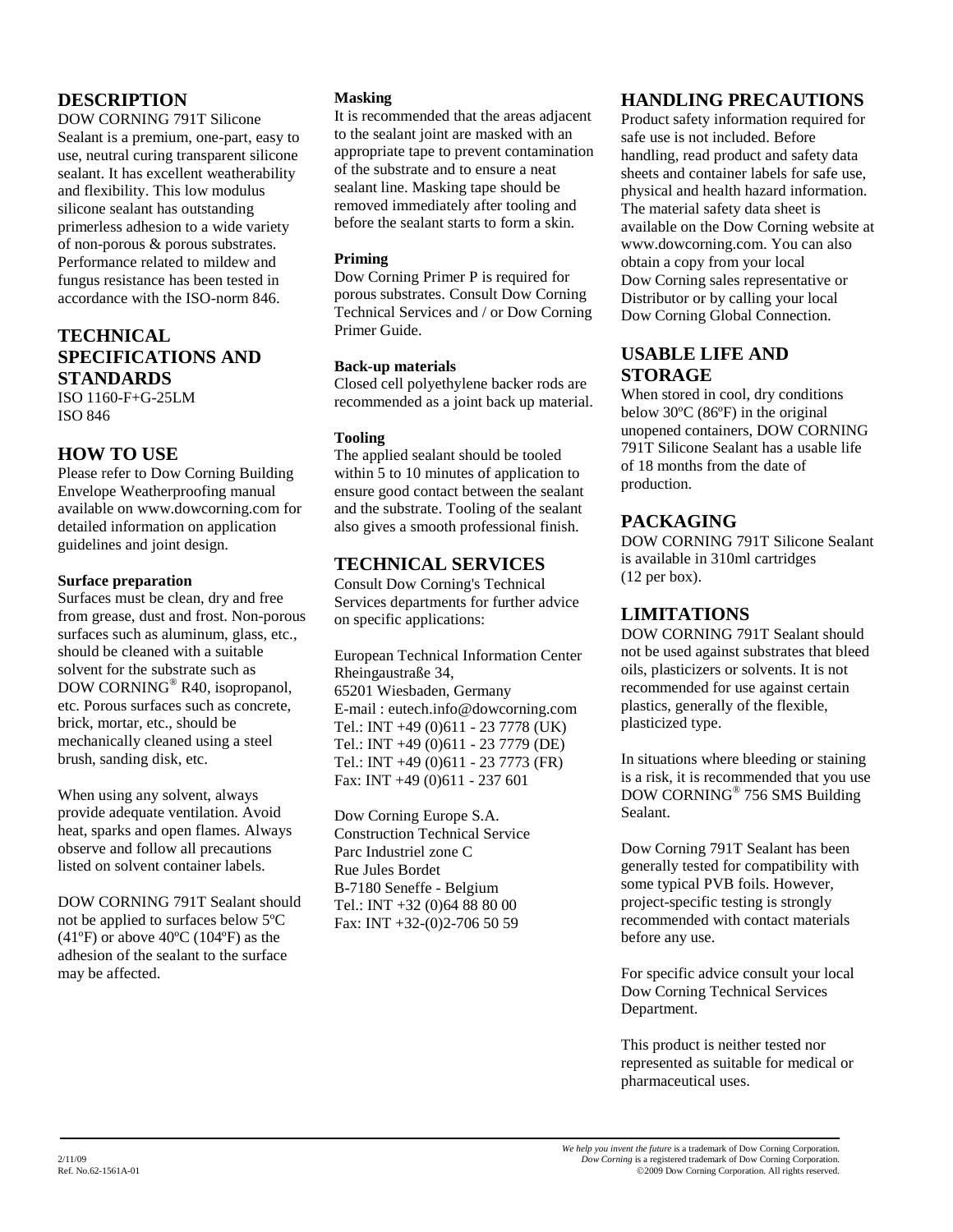## DESCRIPTION

DOW CORNING 791T Silicone Sealant is a premium, one-part, easy to use, neutral curing transparent silicone sealant. It has excellent weatherability and flexibility. This low modulus silicone sealant has outstanding primerless adhesion to a wide variety of non-porous & porous substrates. Performance related to mildew and fungus resistance has been tested in accordance with the ISO-norm 846.

## TECHNICAL SPECIFICATIONS AND STANDARDS

ISO 1160-F+G-25LM
ISO 846

## HOW TO USE

Please refer to Dow Corning Building Envelope Weatherproofing manual available on www.dowcorning.com for detailed information on application guidelines and joint design.

**Surface preparation**

Surfaces must be clean, dry and free from grease, dust and frost. Non-porous surfaces such as aluminum, glass, etc., should be cleaned with a suitable solvent for the substrate such as DOW CORNING® R40, isopropanol, etc. Porous surfaces such as concrete, brick, mortar, etc., should be mechanically cleaned using a steel brush, sanding disk, etc.

When using any solvent, always provide adequate ventilation. Avoid heat, sparks and open flames. Always observe and follow all precautions listed on solvent container labels.

DOW CORNING 791T Sealant should not be applied to surfaces below 5ºC (41ºF) or above 40ºC (104ºF) as the adhesion of the sealant to the surface may be affected.

**Masking**

It is recommended that the areas adjacent to the sealant joint are masked with an appropriate tape to prevent contamination of the substrate and to ensure a neat sealant line. Masking tape should be removed immediately after tooling and before the sealant starts to form a skin.

**Priming**

Dow Corning Primer P is required for porous substrates. Consult Dow Corning Technical Services and / or Dow Corning Primer Guide.

**Back-up materials**

Closed cell polyethylene backer rods are recommended as a joint back up material.

**Tooling**

The applied sealant should be tooled within 5 to 10 minutes of application to ensure good contact between the sealant and the substrate. Tooling of the sealant also gives a smooth professional finish.

## TECHNICAL SERVICES

Consult Dow Corning's Technical Services departments for further advice on specific applications:

European Technical Information Center
Rheingaustraße 34,
65201 Wiesbaden, Germany
E-mail : eutech.info@dowcorning.com
Tel.: INT +49 (0)611 - 23 7778 (UK)
Tel.: INT +49 (0)611 - 23 7779 (DE)
Tel.: INT +49 (0)611 - 23 7773 (FR)
Fax: INT +49 (0)611 - 237 601

Dow Corning Europe S.A.
Construction Technical Service
Parc Industriel zone C
Rue Jules Bordet
B-7180 Seneffe - Belgium
Tel.: INT +32 (0)64 88 80 00
Fax: INT +32-(0)2-706 50 59

## HANDLING PRECAUTIONS

Product safety information required for safe use is not included. Before handling, read product and safety data sheets and container labels for safe use, physical and health hazard information. The material safety data sheet is available on the Dow Corning website at www.dowcorning.com. You can also obtain a copy from your local Dow Corning sales representative or Distributor or by calling your local Dow Corning Global Connection.

## USABLE LIFE AND STORAGE

When stored in cool, dry conditions below 30ºC (86ºF) in the original unopened containers, DOW CORNING 791T Silicone Sealant has a usable life of 18 months from the date of production.

## PACKAGING

DOW CORNING 791T Silicone Sealant is available in 310ml cartridges (12 per box).

## LIMITATIONS

DOW CORNING 791T Sealant should not be used against substrates that bleed oils, plasticizers or solvents. It is not recommended for use against certain plastics, generally of the flexible, plasticized type.

In situations where bleeding or staining is a risk, it is recommended that you use DOW CORNING® 756 SMS Building Sealant.

Dow Corning 791T Sealant has been generally tested for compatibility with some typical PVB foils. However, project-specific testing is strongly recommended with contact materials before any use.

For specific advice consult your local Dow Corning Technical Services Department.

This product is neither tested nor represented as suitable for medical or pharmaceutical uses.

2/11/09
Ref. No.62-1561A-01

*We help you invent the future* is a trademark of Dow Corning Corporation.
*Dow Corning* is a registered trademark of Dow Corning Corporation.
©2009 Dow Corning Corporation. All rights reserved.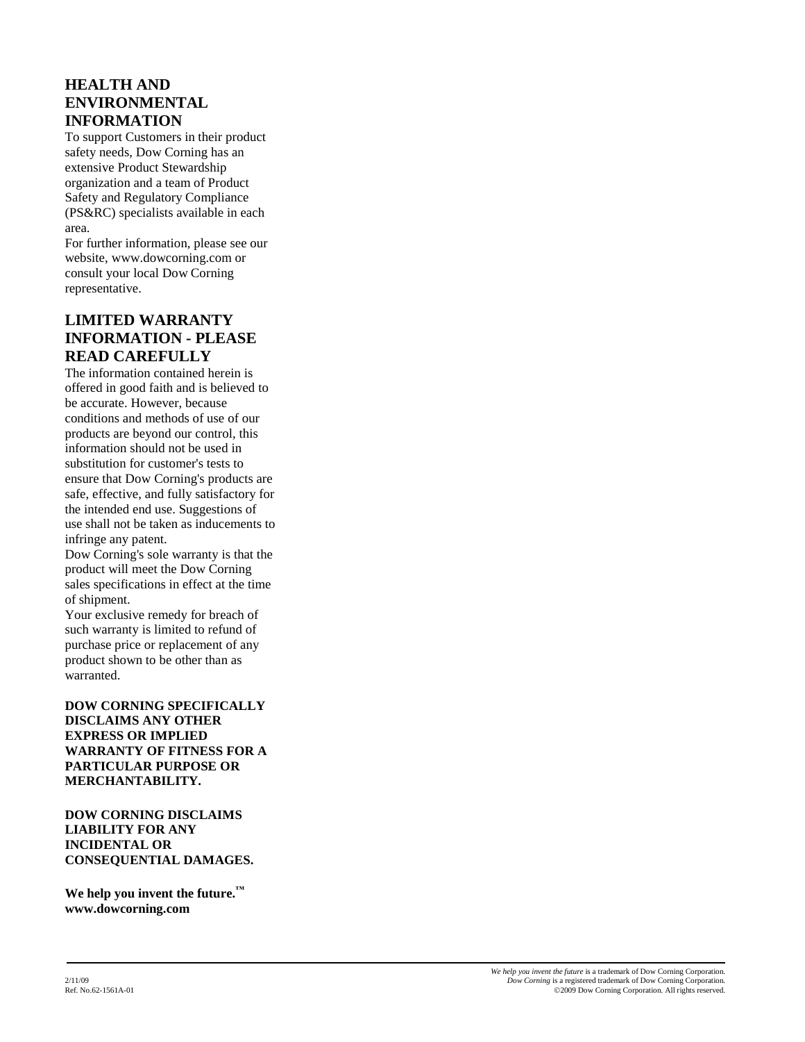## HEALTH AND ENVIRONMENTAL INFORMATION

To support Customers in their product safety needs, Dow Corning has an extensive Product Stewardship organization and a team of Product Safety and Regulatory Compliance (PS&RC) specialists available in each area.

For further information, please see our website, www.dowcorning.com or consult your local Dow Corning representative.

## LIMITED WARRANTY INFORMATION - PLEASE READ CAREFULLY

The information contained herein is offered in good faith and is believed to be accurate. However, because conditions and methods of use of our products are beyond our control, this information should not be used in substitution for customer's tests to ensure that Dow Corning's products are safe, effective, and fully satisfactory for the intended end use. Suggestions of use shall not be taken as inducements to infringe any patent.

Dow Corning's sole warranty is that the product will meet the Dow Corning sales specifications in effect at the time of shipment.

Your exclusive remedy for breach of such warranty is limited to refund of purchase price or replacement of any product shown to be other than as warranted.

**DOW CORNING SPECIFICALLY DISCLAIMS ANY OTHER EXPRESS OR IMPLIED WARRANTY OF FITNESS FOR A PARTICULAR PURPOSE OR MERCHANTABILITY.**

**DOW CORNING DISCLAIMS LIABILITY FOR ANY INCIDENTAL OR CONSEQUENTIAL DAMAGES.**

**We help you invent the future.™**
**www.dowcorning.com**

2/11/09
Ref. No.62-1561A-01

*We help you invent the future* is a trademark of Dow Corning Corporation.
*Dow Corning* is a registered trademark of Dow Corning Corporation.
©2009 Dow Corning Corporation. All rights reserved.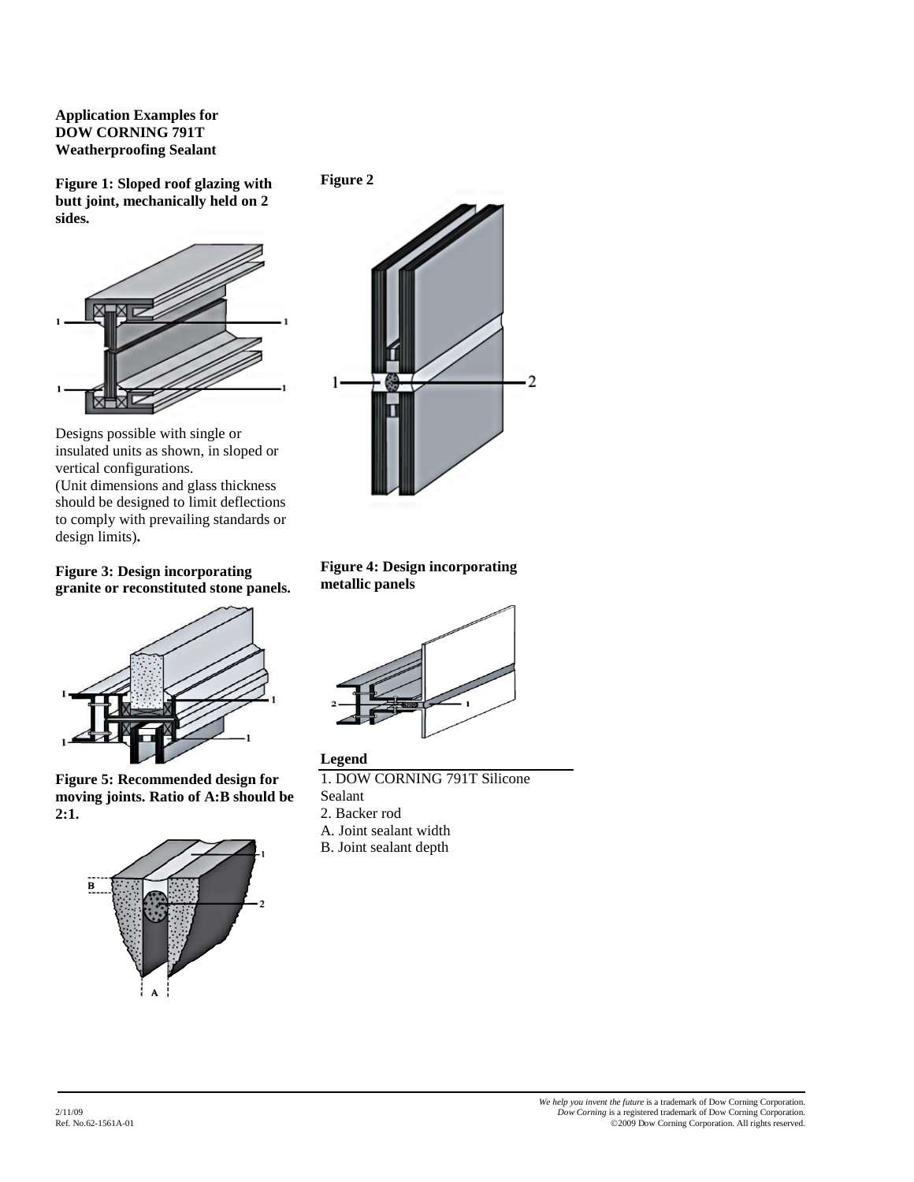**Application Examples for DOW CORNING 791T Weatherproofing Sealant**

**Figure 1: Sloped roof glazing with butt joint, mechanically held on 2 sides.**

Designs possible with single or insulated units as shown, in sloped or vertical configurations.
(Unit dimensions and glass thickness should be designed to limit deflections to comply with prevailing standards or design limits).

**Figure 2**

**Figure 3: Design incorporating granite or reconstituted stone panels.**

**Figure 4: Design incorporating metallic panels**

**Figure 5: Recommended design for moving joints. Ratio of A:B should be 2:1.**

**Legend**

1. DOW CORNING 791T Silicone Sealant
2. Backer rod

A. Joint sealant width
B. Joint sealant depth

2/11/09
Ref. No.62-1561A-01

*We help you invent the future* is a trademark of Dow Corning Corporation.
*Dow Corning* is a registered trademark of Dow Corning Corporation.
©2009 Dow Corning Corporation. All rights reserved.